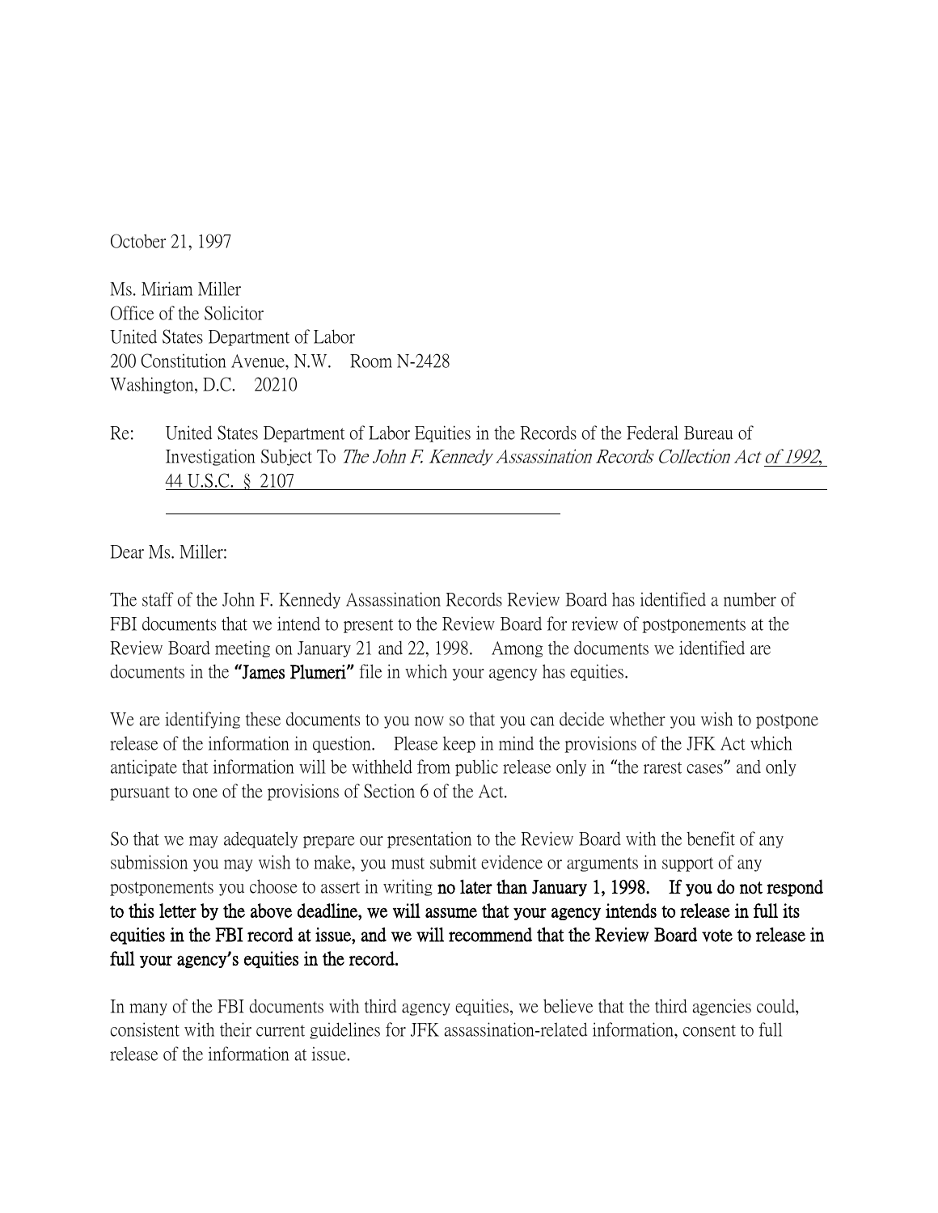October 21, 1997

Ms. Miriam Miller
Office of the Solicitor
United States Department of Labor
200 Constitution Avenue, N.W. Room N-2428
Washington, D.C. 20210

Re: United States Department of Labor Equities in the Records of the Federal Bureau of Investigation Subject To *The John F. Kennedy Assassination Records Collection Act* of 1992, 44 U.S.C. § 2107

Dear Ms. Miller:

The staff of the John F. Kennedy Assassination Records Review Board has identified a number of FBI documents that we intend to present to the Review Board for review of postponements at the Review Board meeting on January 21 and 22, 1998. Among the documents we identified are documents in the **"James Plumeri"** file in which your agency has equities.

We are identifying these documents to you now so that you can decide whether you wish to postpone release of the information in question. Please keep in mind the provisions of the JFK Act which anticipate that information will be withheld from public release only in "the rarest cases" and only pursuant to one of the provisions of Section 6 of the Act.

So that we may adequately prepare our presentation to the Review Board with the benefit of any submission you may wish to make, you must submit evidence or arguments in support of any postponements you choose to assert in writing **no later than January 1, 1998. If you do not respond to this letter by the above deadline, we will assume that your agency intends to release in full its equities in the FBI record at issue, and we will recommend that the Review Board vote to release in full your agency's equities in the record.**

In many of the FBI documents with third agency equities, we believe that the third agencies could, consistent with their current guidelines for JFK assassination-related information, consent to full release of the information at issue.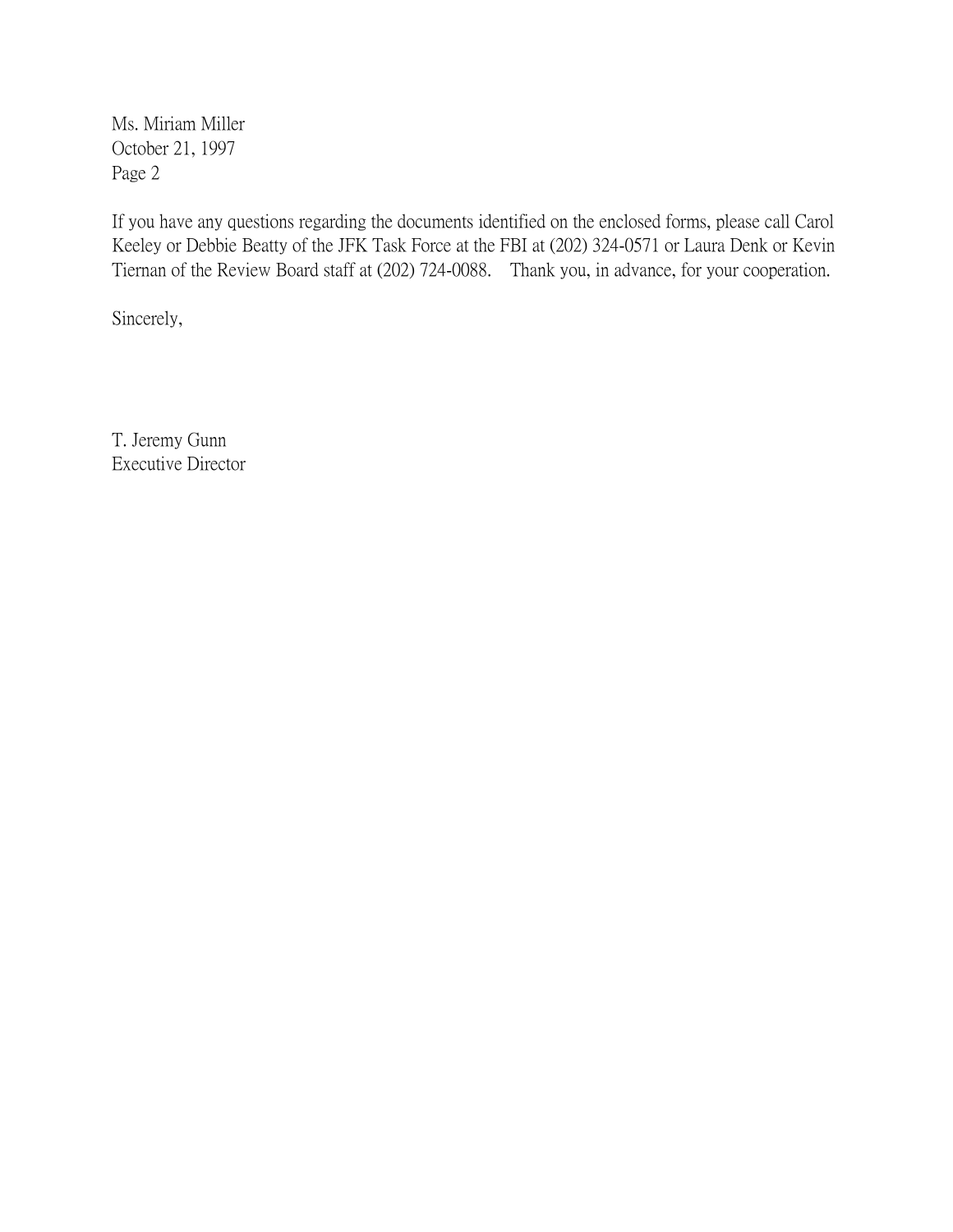Ms. Miriam Miller
October 21, 1997
Page 2

If you have any questions regarding the documents identified on the enclosed forms, please call Carol Keeley or Debbie Beatty of the JFK Task Force at the FBI at (202) 324-0571 or Laura Denk or Kevin Tiernan of the Review Board staff at (202) 724-0088. Thank you, in advance, for your cooperation.

Sincerely,

T. Jeremy Gunn
Executive Director